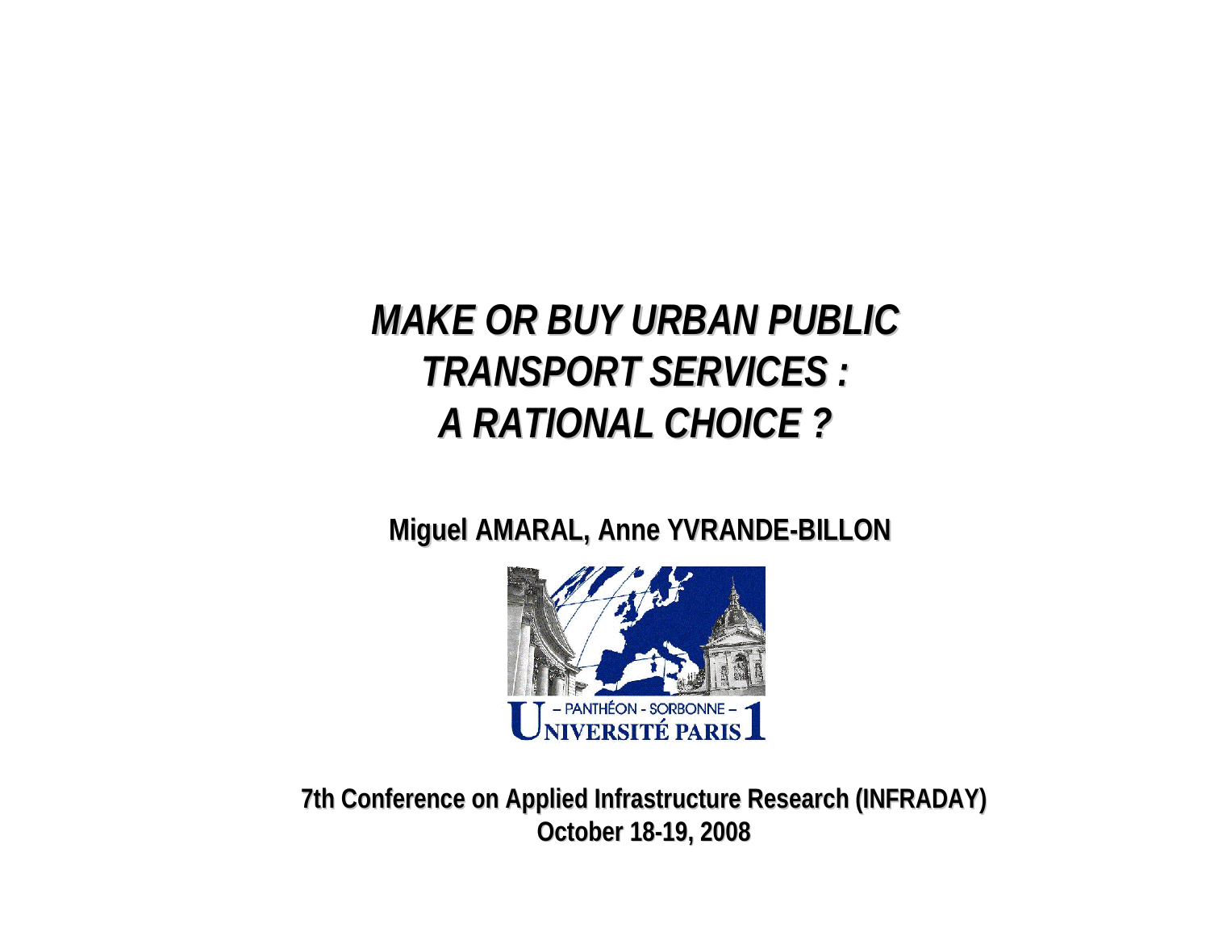# *MAKE OR BUY URBAN PUBLIC TRANSPORT SERVICES : A RATIONAL CHOICE ?*

**Miguel AMARAL, Anne YVRANDE-BILLON**

– PANTHÉON - SORBONNE –
UNIVERSITÉ PARIS 1

**7th Conference on Applied Infrastructure Research (INFRADAY)**
**October 18-19, 2008**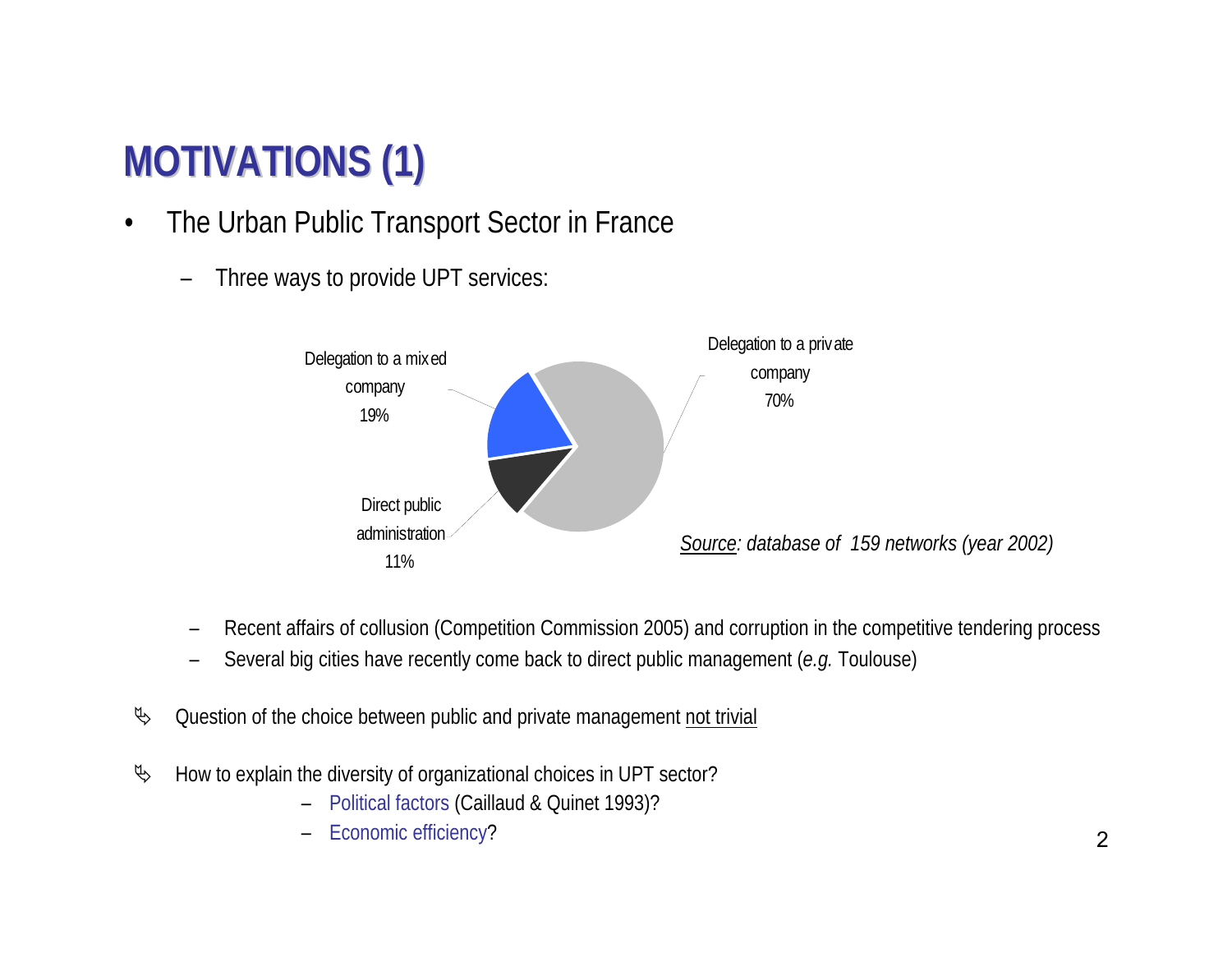# MOTIVATIONS (1)

- The Urban Public Transport Sector in France
  - Three ways to provide UPT services:

Delegation to a mixed company 19%

Delegation to a private company 70%

Direct public administration 11%

*Source: database of 159 networks (year 2002)*

  - Recent affairs of collusion (Competition Commission 2005) and corruption in the competitive tendering process
  - Several big cities have recently come back to direct public management (*e.g.* Toulouse)

➢ Question of the choice between public and private management not trivial

➢ How to explain the diversity of organizational choices in UPT sector?
  - Political factors (Caillaud & Quinet 1993)?
  - Economic efficiency?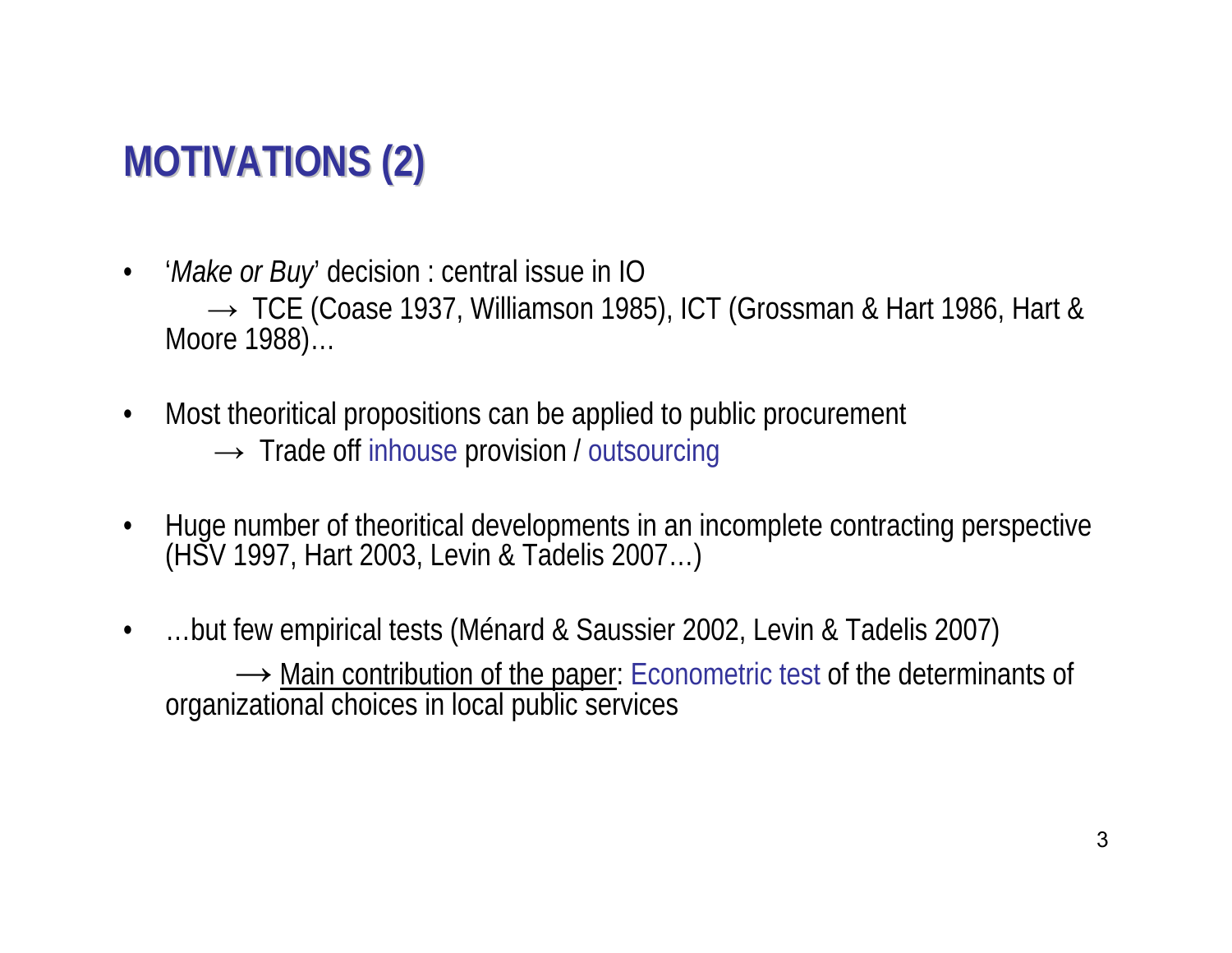# MOTIVATIONS (2)

- '*Make or Buy*' decision : central issue in IO
  → TCE (Coase 1937, Williamson 1985), ICT (Grossman & Hart 1986, Hart & Moore 1988)…

- Most theoritical propositions can be applied to public procurement
  → Trade off inhouse provision / outsourcing

- Huge number of theoritical developments in an incomplete contracting perspective (HSV 1997, Hart 2003, Levin & Tadelis 2007…)

- …but few empirical tests (Ménard & Saussier 2002, Levin & Tadelis 2007)
  → <u>Main contribution of the paper</u>: Econometric test of the determinants of organizational choices in local public services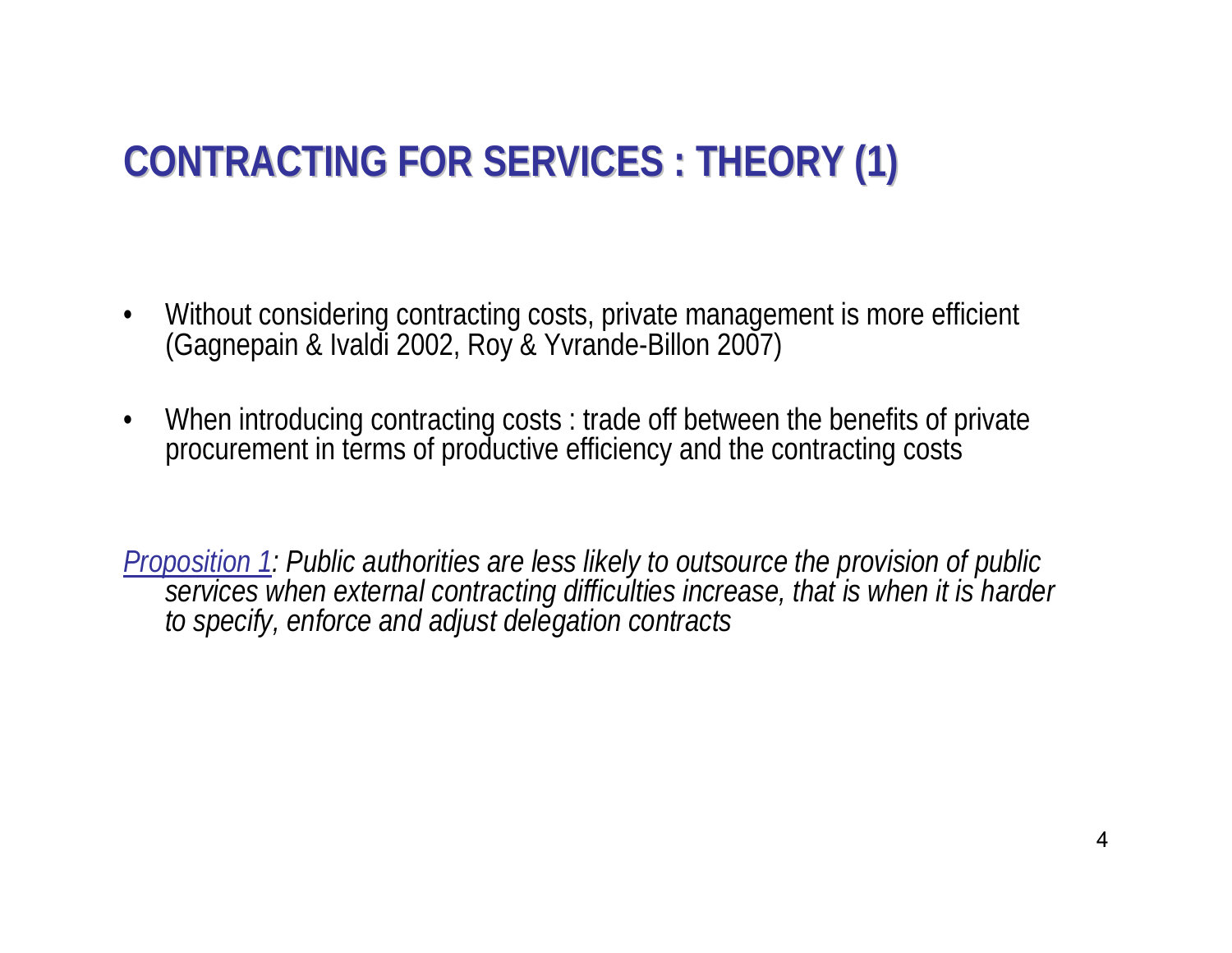# CONTRACTING FOR SERVICES : THEORY (1)

- Without considering contracting costs, private management is more efficient (Gagnepain & Ivaldi 2002, Roy & Yvrande-Billon 2007)
- When introducing contracting costs : trade off between the benefits of private procurement in terms of productive efficiency and the contracting costs

*Proposition 1: Public authorities are less likely to outsource the provision of public services when external contracting difficulties increase, that is when it is harder to specify, enforce and adjust delegation contracts*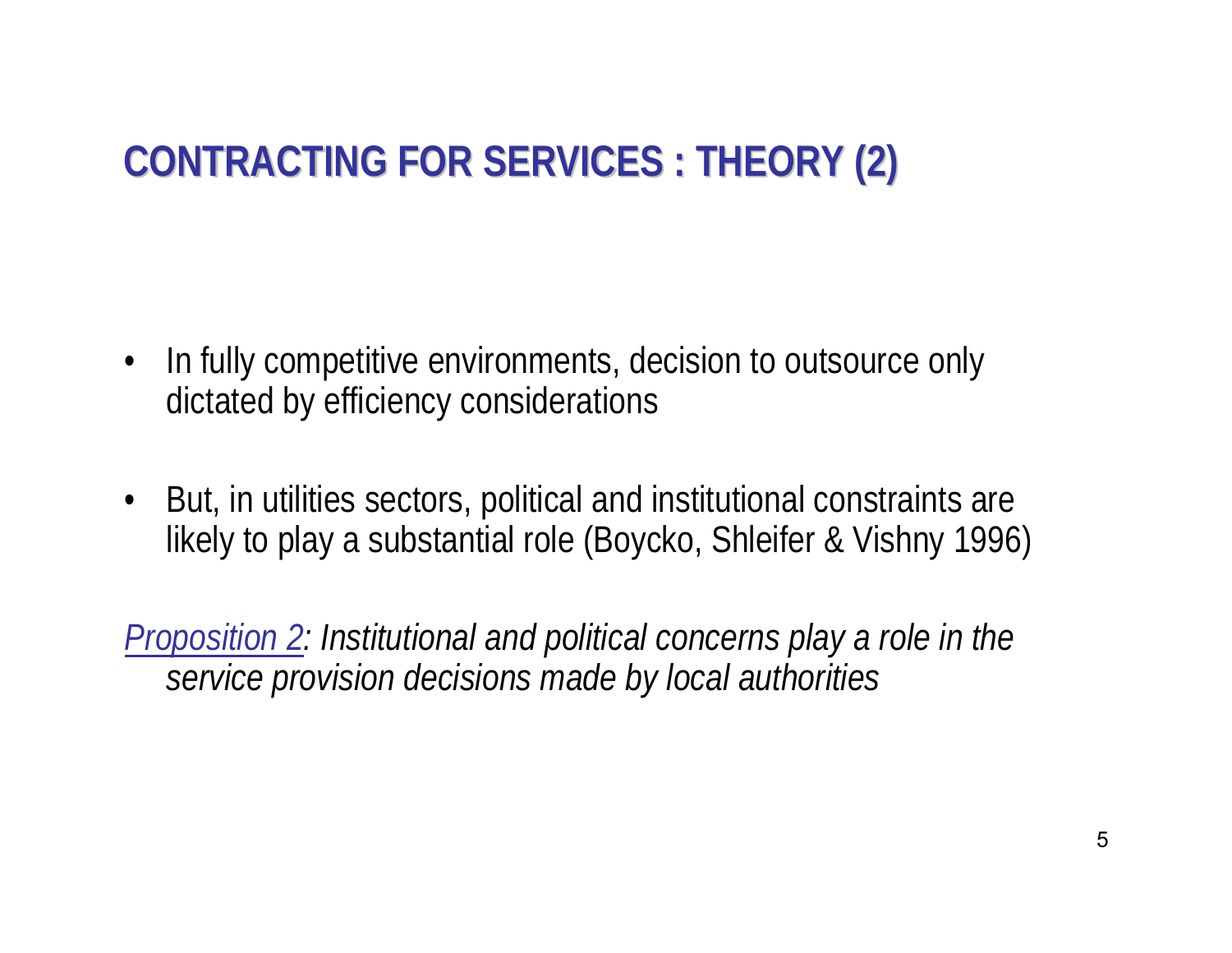# CONTRACTING FOR SERVICES : THEORY (2)

- In fully competitive environments, decision to outsource only dictated by efficiency considerations
- But, in utilities sectors, political and institutional constraints are likely to play a substantial role (Boycko, Shleifer & Vishny 1996)

*Proposition 2: Institutional and political concerns play a role in the service provision decisions made by local authorities*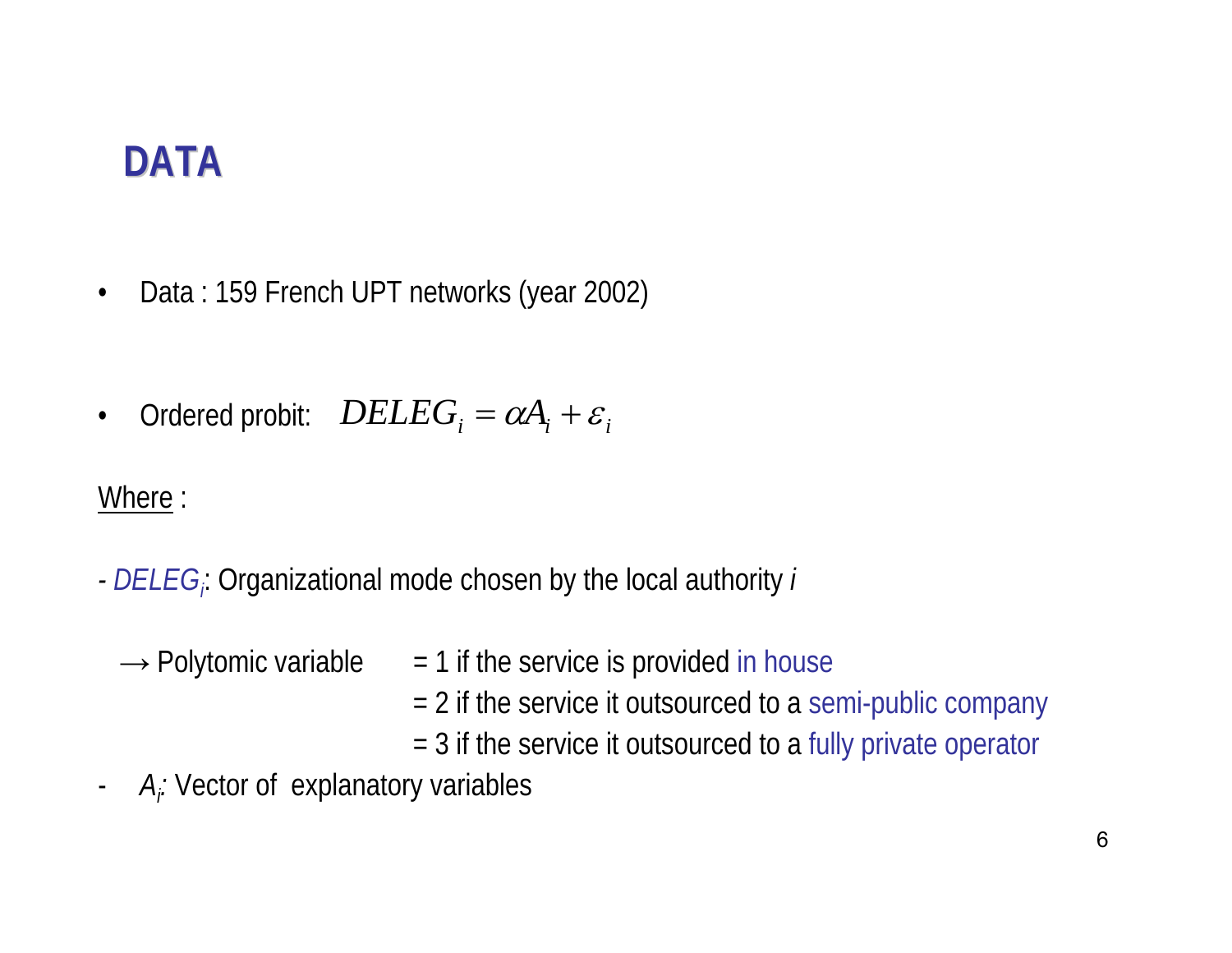# DATA

- Data : 159 French UPT networks (year 2002)

- Ordered probit: $DELEG_i = \alpha A_i + \varepsilon_i$

Where :

- *$DELEG_i$*: Organizational mode chosen by the local authority *i*

  → Polytomic variable
  = 1 if the service is provided in house
  = 2 if the service it outsourced to a semi-public company
  = 3 if the service it outsourced to a fully private operator

- *$A_i$*: Vector of explanatory variables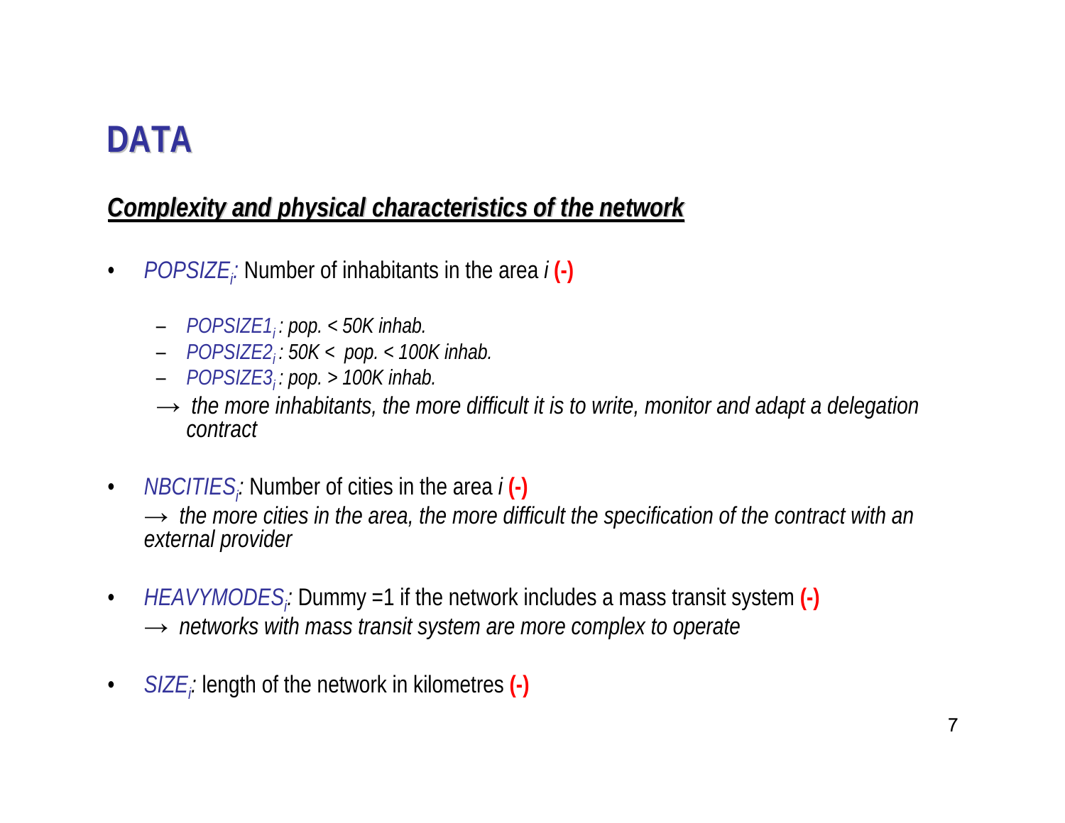# DATA

## ***Complexity and physical characteristics of the network***

- *$POPSIZE_i$:* Number of inhabitants in the area *i* **(-)**
  - *$POPSIZE1_i$ : pop. < 50K inhab.*
  - *$POPSIZE2_i$ : 50K < pop. < 100K inhab.*
  - *$POPSIZE3_i$ : pop. > 100K inhab.*

  → *the more inhabitants, the more difficult it is to write, monitor and adapt a delegation contract*

- *$NBCITIES_i$:* Number of cities in the area *i* **(-)**
  → *the more cities in the area, the more difficult the specification of the contract with an external provider*

- *$HEAVYMODES_i$:* Dummy =1 if the network includes a mass transit system **(-)**
  → *networks with mass transit system are more complex to operate*

- *$SIZE_i$:* length of the network in kilometres **(-)**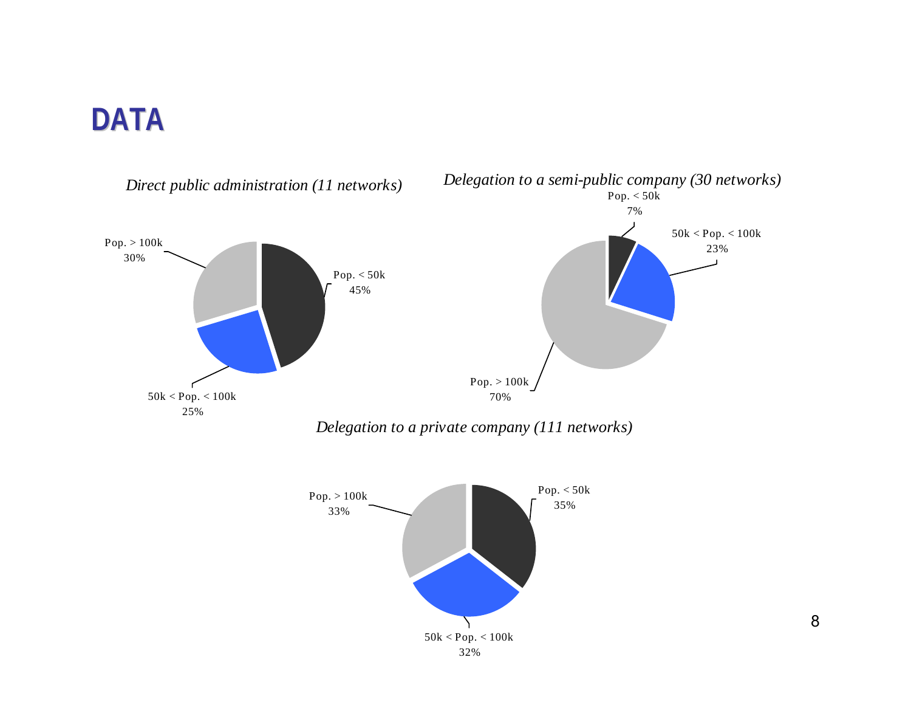# DATA

*Direct public administration (11 networks)*

Pop. > 100k
30%

Pop. < 50k
45%

50k < Pop. < 100k
25%

*Delegation to a semi-public company (30 networks)*

Pop. < 50k
7%

50k < Pop. < 100k
23%

Pop. > 100k
70%

*Delegation to a private company (111 networks)*

Pop. > 100k
33%

Pop. < 50k
35%

50k < Pop. < 100k
32%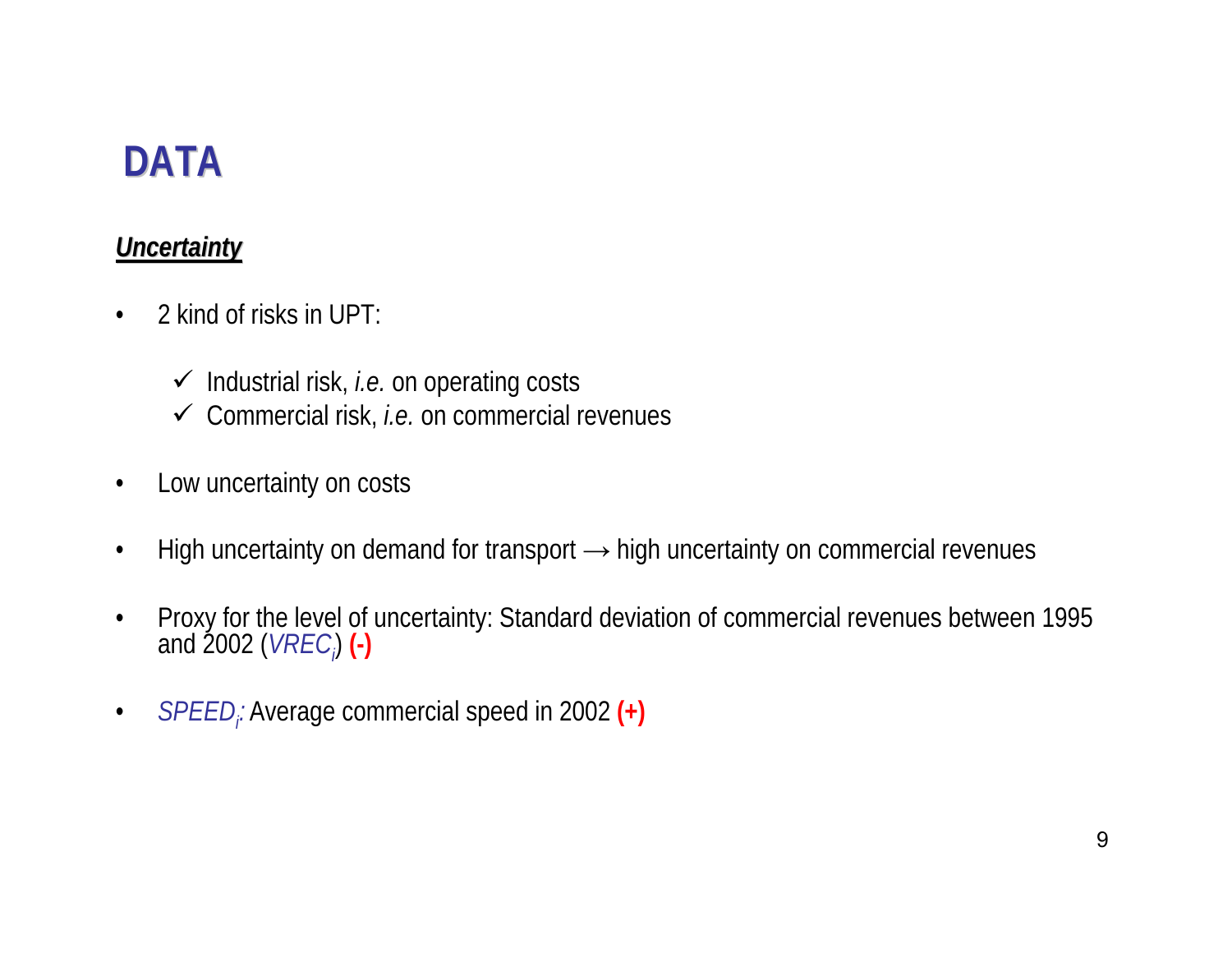# DATA

## *Uncertainty*

- 2 kind of risks in UPT:
  - ✓ Industrial risk, *i.e.* on operating costs
  - ✓ Commercial risk, *i.e.* on commercial revenues
- Low uncertainty on costs
- High uncertainty on demand for transport → high uncertainty on commercial revenues
- Proxy for the level of uncertainty: Standard deviation of commercial revenues between 1995 and 2002 ($VREC_i$) **(-)**
- $SPEED_i$: Average commercial speed in 2002 **(+)**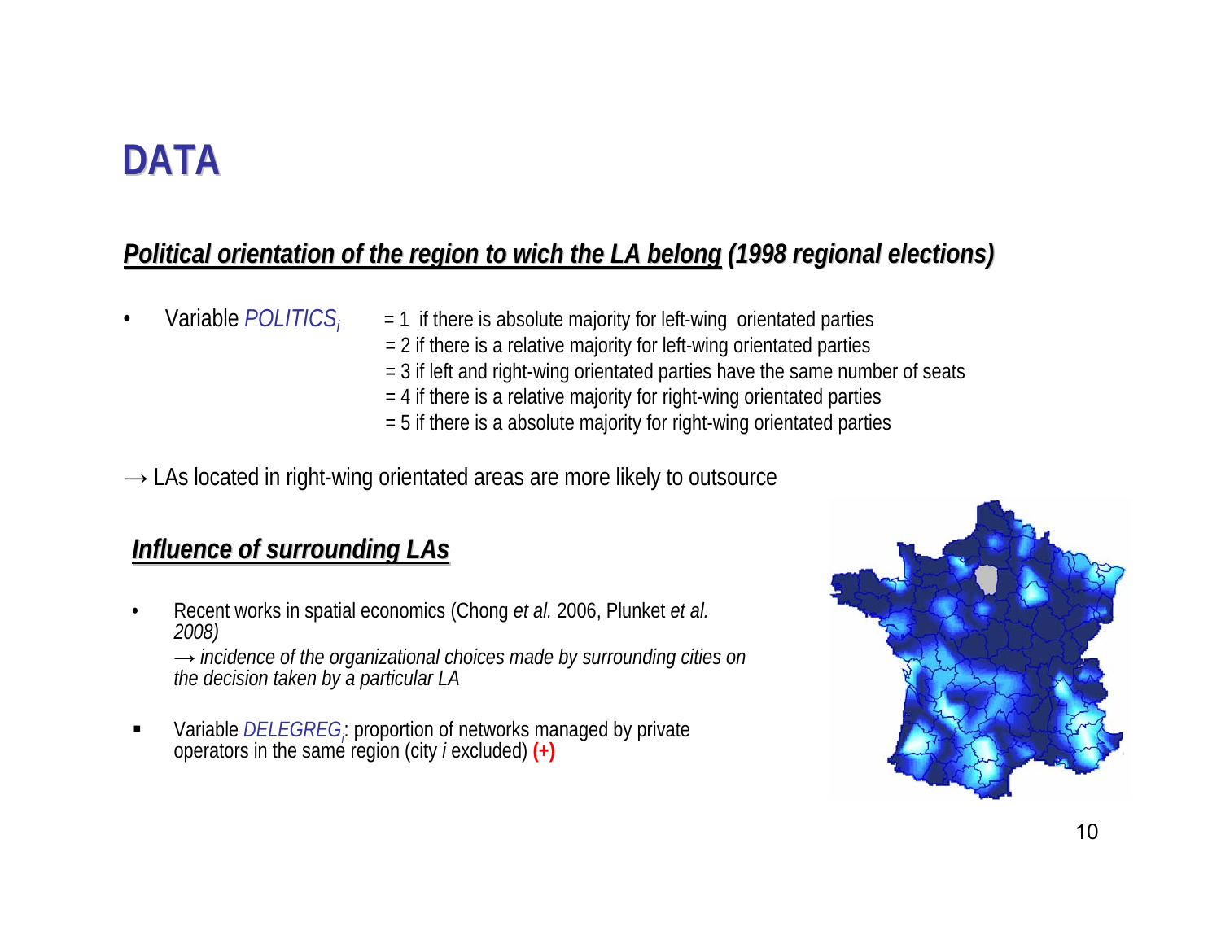# DATA

## ***Political orientation of the region to wich the LA belong (1998 regional elections)***

- Variable *$POLITICS_i$* = 1 if there is absolute majority for left-wing orientated parties
  = 2 if there is a relative majority for left-wing orientated parties
  = 3 if left and right-wing orientated parties have the same number of seats
  = 4 if there is a relative majority for right-wing orientated parties
  = 5 if there is a absolute majority for right-wing orientated parties

→ LAs located in right-wing orientated areas are more likely to outsource

## ***Influence of surrounding LAs***

- Recent works in spatial economics (Chong *et al.* 2006, Plunket *et al.* *2008)*
  → *incidence of the organizational choices made by surrounding cities on the decision taken by a particular LA*

- Variable *$DELEGREG_i$*: proportion of networks managed by private operators in the same region (city *i* excluded) **(+)**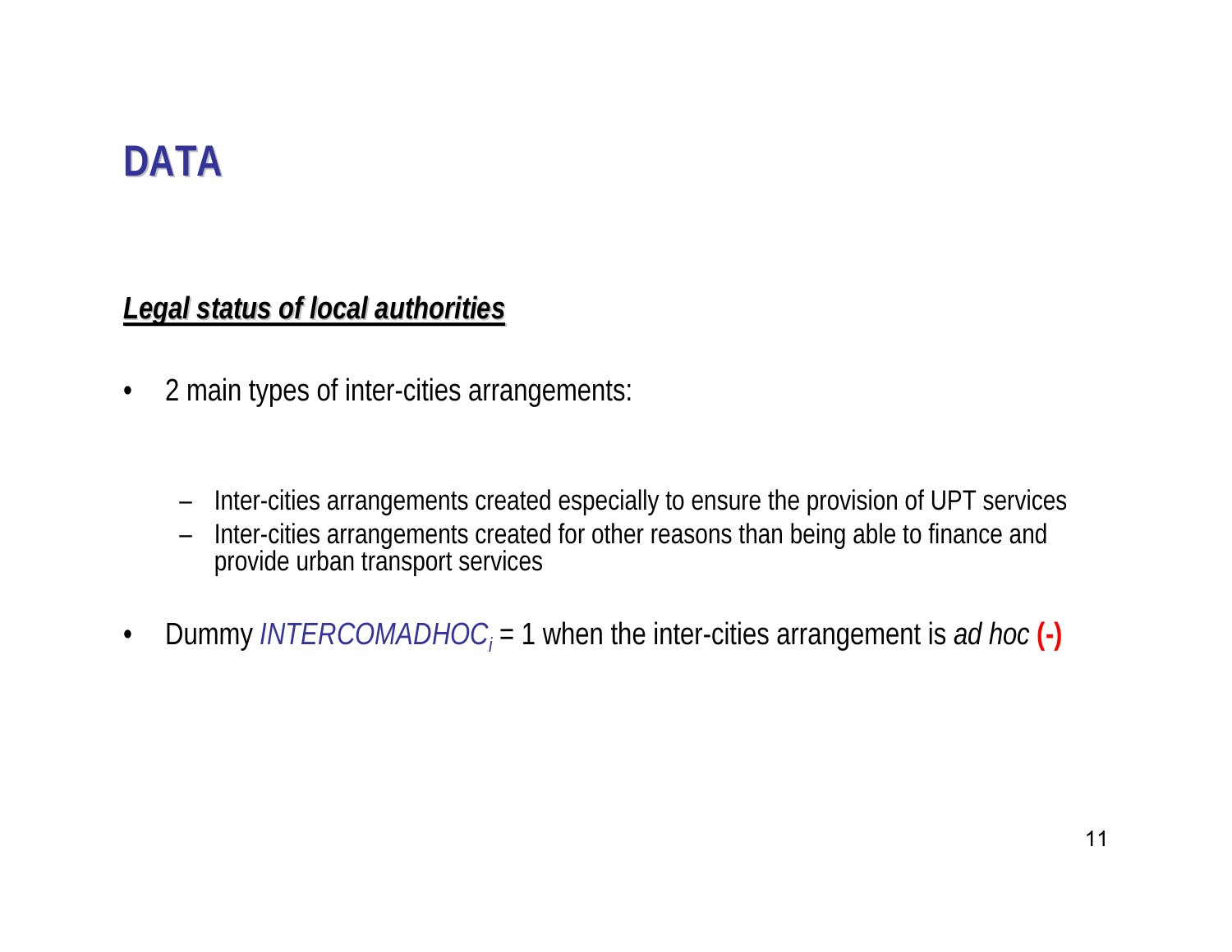# DATA

***Legal status of local authorities***

- 2 main types of inter-cities arrangements:
  - Inter-cities arrangements created especially to ensure the provision of UPT services
  - Inter-cities arrangements created for other reasons than being able to finance and provide urban transport services
- Dummy $INTERCOMADHOC_i$ = 1 when the inter-cities arrangement is *ad hoc* **(-)**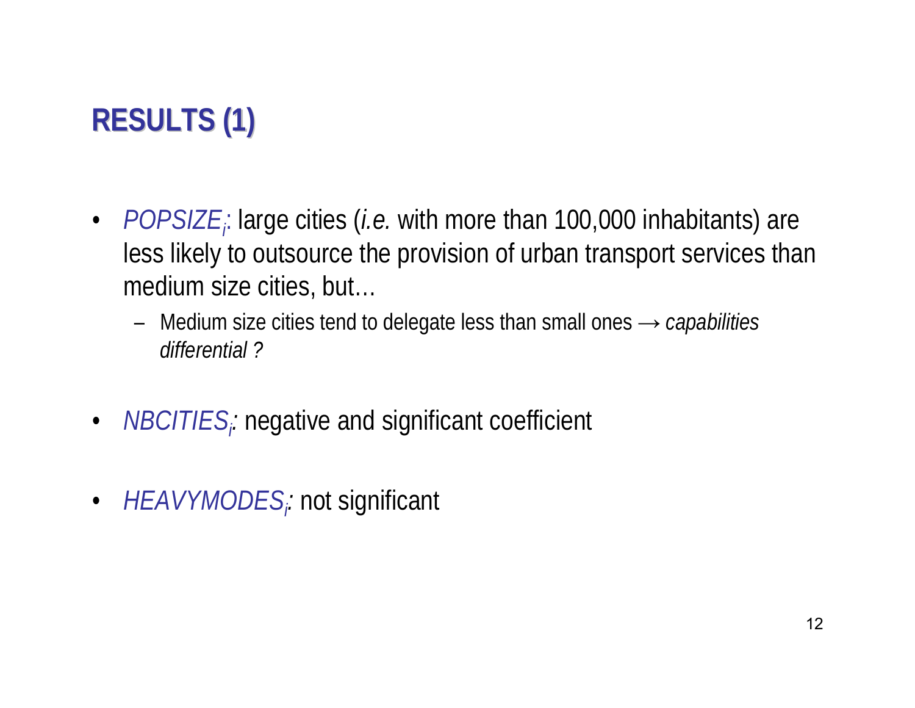# RESULTS (1)

- $POPSIZE_i$: large cities (*i.e.* with more than 100,000 inhabitants) are less likely to outsource the provision of urban transport services than medium size cities, but…
  - Medium size cities tend to delegate less than small ones → *capabilities differential ?*

- $NBCITIES_i$: negative and significant coefficient

- $HEAVYMODES_i$: not significant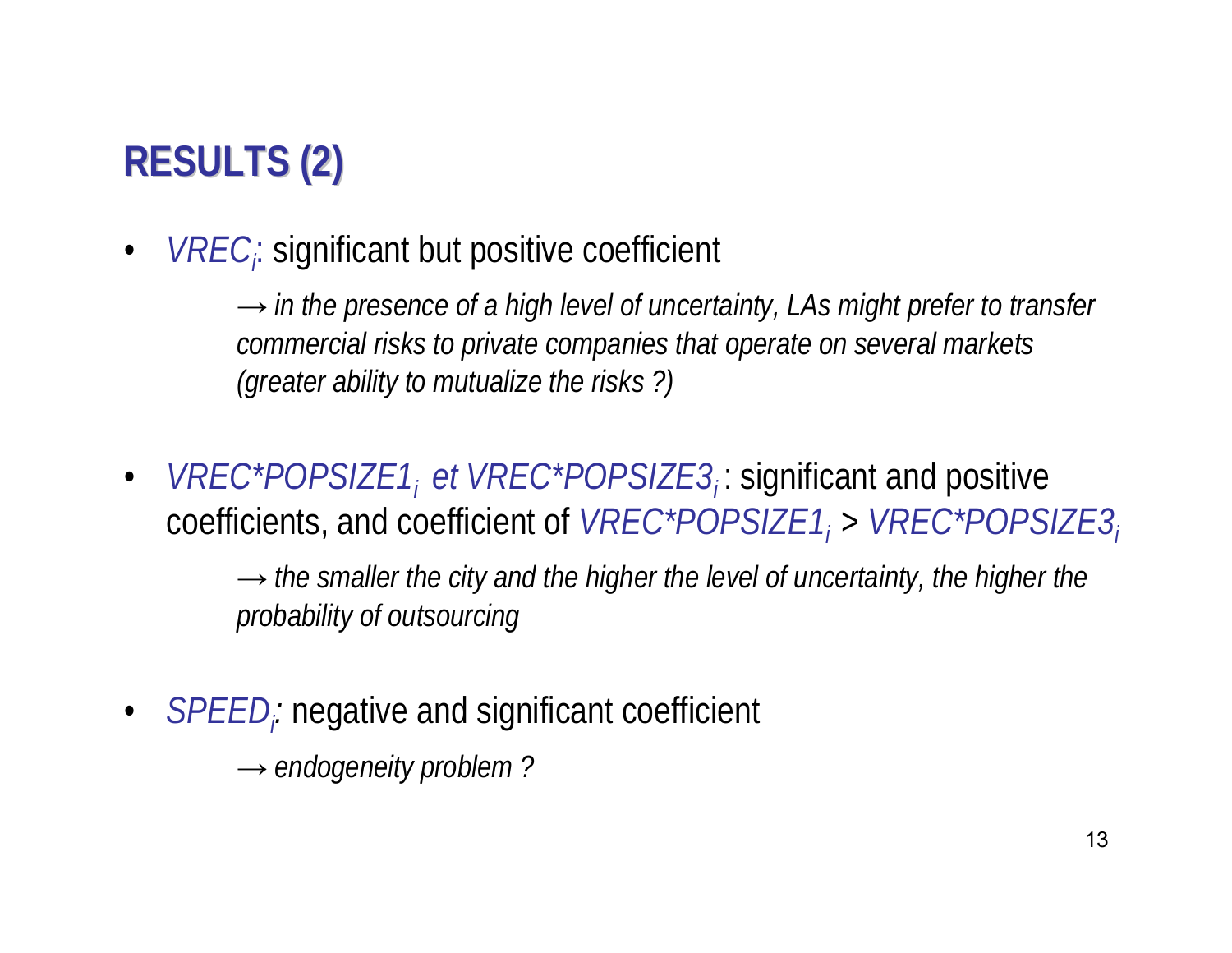## RESULTS (2)

- *$VREC_i$*: significant but positive coefficient

  → *in the presence of a high level of uncertainty, LAs might prefer to transfer commercial risks to private companies that operate on several markets (greater ability to mutualize the risks ?)*

- *$VREC*POPSIZE1_i$ et $VREC*POPSIZE3_i$* : significant and positive coefficients, and coefficient of *$VREC*POPSIZE1_i$* > *$VREC*POPSIZE3_i$*

  → *the smaller the city and the higher the level of uncertainty, the higher the probability of outsourcing*

- *$SPEED_i$:* negative and significant coefficient

  → *endogeneity problem ?*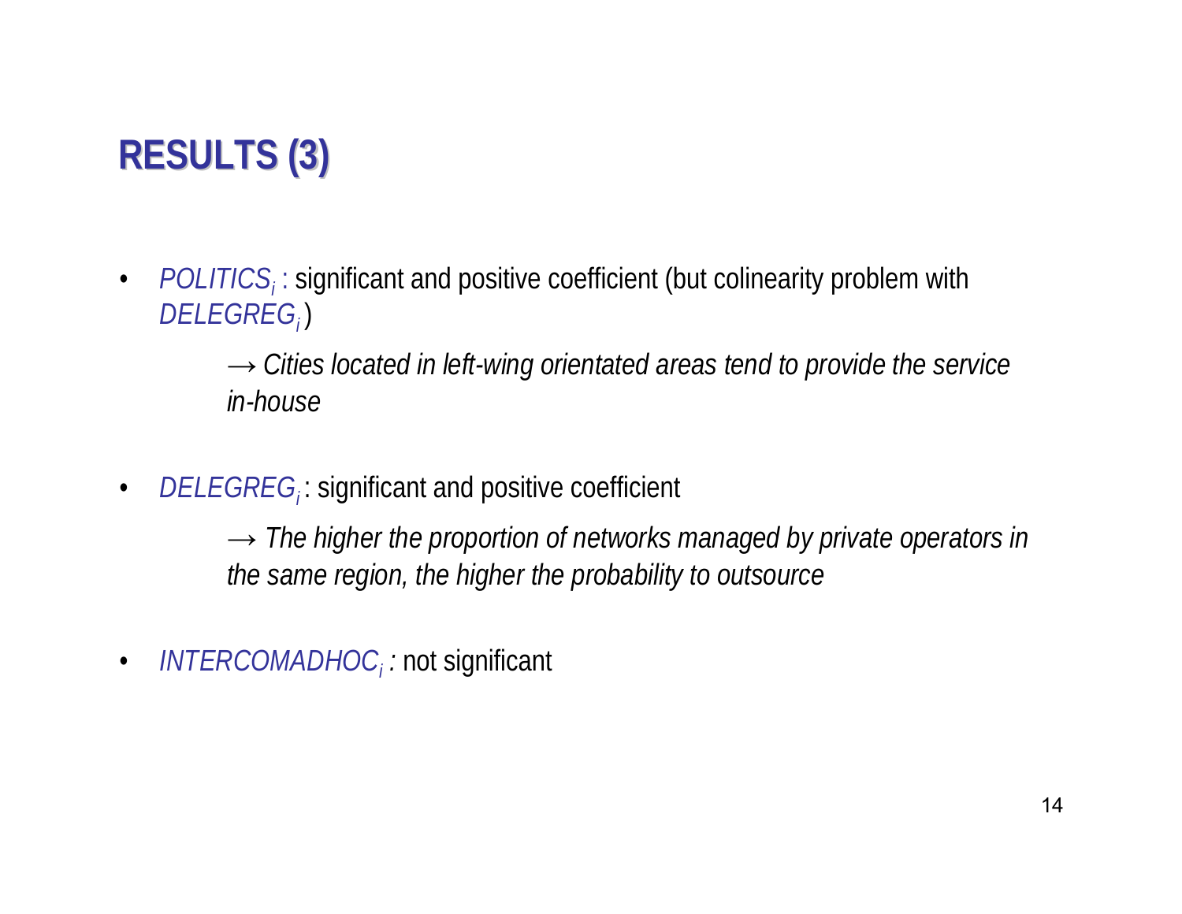# RESULTS (3)

- *$POLITICS_i$* : significant and positive coefficient (but colinearity problem with *$DELEGREG_i$*)

  → *Cities located in left-wing orientated areas tend to provide the service in-house*

- *$DELEGREG_i$* : significant and positive coefficient

  → *The higher the proportion of networks managed by private operators in the same region, the higher the probability to outsource*

- *$INTERCOMADHOC_i$ :* not significant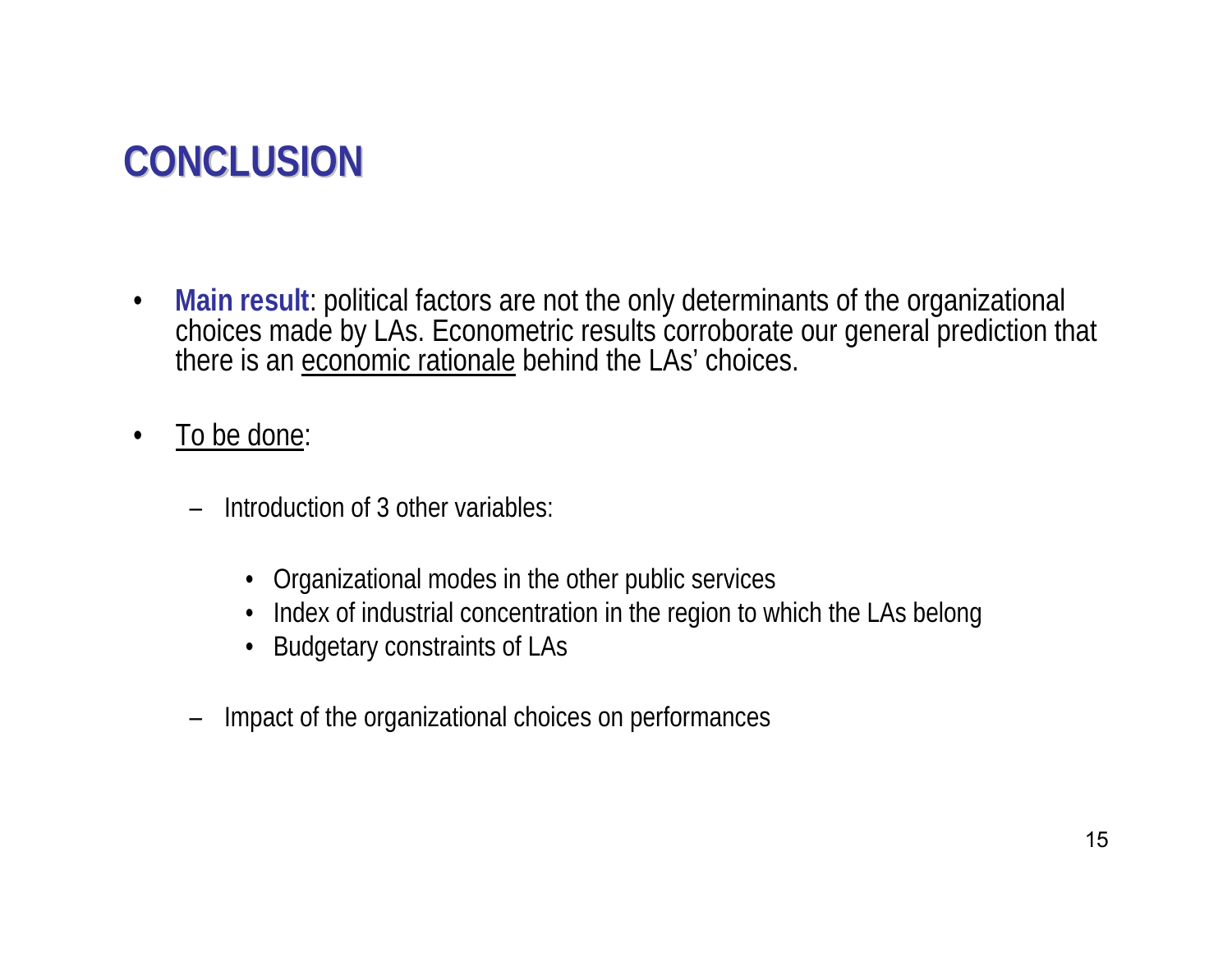# CONCLUSION

- **Main result**: political factors are not the only determinants of the organizational choices made by LAs. Econometric results corroborate our general prediction that there is an economic rationale behind the LAs' choices.

- To be done:

  - Introduction of 3 other variables:

    - Organizational modes in the other public services
    - Index of industrial concentration in the region to which the LAs belong
    - Budgetary constraints of LAs

  - Impact of the organizational choices on performances